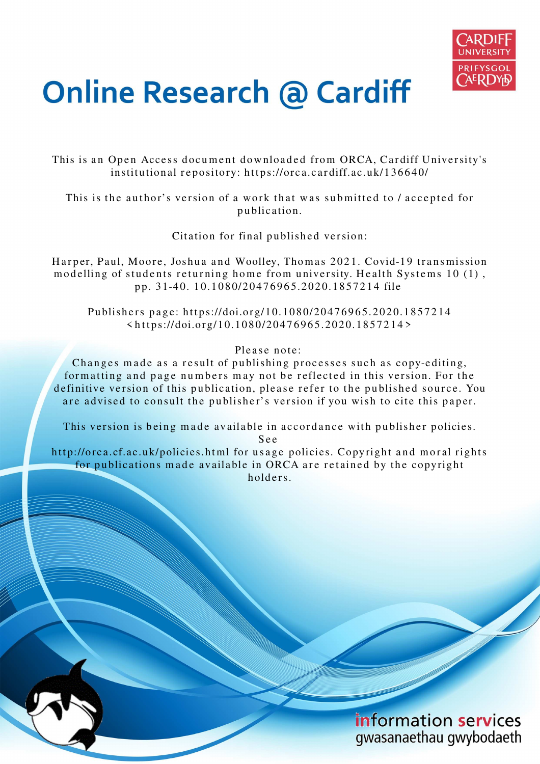# Online Research @ Cardiff

This is an Open Access document downloaded from ORCA, Cardiff University's institutional repository: https://orca.cardiff.ac.uk/136640/

This is the author's version of a work that was submitted to / accepted for publication.

Citation for final published version:

Harper, Paul, Moore, Joshua and Woolley, Thomas 2021. Covid-19 transmission modelling of students returning home from university. Health Systems 10 (1) , pp. 31-40. 10.1080/20476965.2020.1857214 file

Publishers page: https://doi.org/10.1080/20476965.2020.1857214 <https://doi.org/10.1080/20476965.2020.1857214>

Please note:
Changes made as a result of publishing processes such as copy-editing, formatting and page numbers may not be reflected in this version. For the definitive version of this publication, please refer to the published source. You are advised to consult the publisher's version if you wish to cite this paper.

This version is being made available in accordance with publisher policies. See
http://orca.cf.ac.uk/policies.html for usage policies. Copyright and moral rights for publications made available in ORCA are retained by the copyright holders.

information services
gwasanaethau gwybodaeth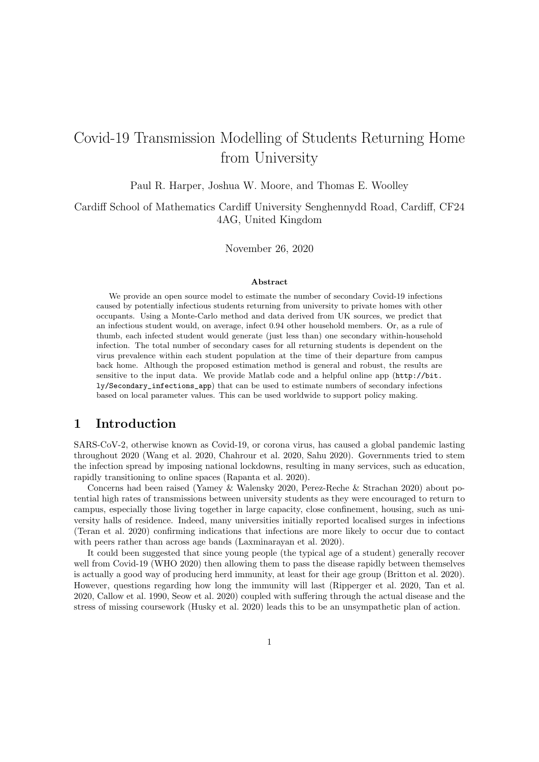# Covid-19 Transmission Modelling of Students Returning Home from University

Paul R. Harper, Joshua W. Moore, and Thomas E. Woolley

Cardiff School of Mathematics Cardiff University Senghennydd Road, Cardiff, CF24 4AG, United Kingdom

November 26, 2020

### Abstract

We provide an open source model to estimate the number of secondary Covid-19 infections caused by potentially infectious students returning from university to private homes with other occupants. Using a Monte-Carlo method and data derived from UK sources, we predict that an infectious student would, on average, infect 0.94 other household members. Or, as a rule of thumb, each infected student would generate (just less than) one secondary within-household infection. The total number of secondary cases for all returning students is dependent on the virus prevalence within each student population at the time of their departure from campus back home. Although the proposed estimation method is general and robust, the results are sensitive to the input data. We provide Matlab code and a helpful online app (http://bit.ly/Secondary_infections_app) that can be used to estimate numbers of secondary infections based on local parameter values. This can be used worldwide to support policy making.

## 1 Introduction

SARS-CoV-2, otherwise known as Covid-19, or corona virus, has caused a global pandemic lasting throughout 2020 (Wang et al. 2020, Chahrour et al. 2020, Sahu 2020). Governments tried to stem the infection spread by imposing national lockdowns, resulting in many services, such as education, rapidly transitioning to online spaces (Rapanta et al. 2020).

Concerns had been raised (Yamey & Walensky 2020, Perez-Reche & Strachan 2020) about potential high rates of transmissions between university students as they were encouraged to return to campus, especially those living together in large capacity, close confinement, housing, such as university halls of residence. Indeed, many universities initially reported localised surges in infections (Teran et al. 2020) confirming indications that infections are more likely to occur due to contact with peers rather than across age bands (Laxminarayan et al. 2020).

It could been suggested that since young people (the typical age of a student) generally recover well from Covid-19 (WHO 2020) then allowing them to pass the disease rapidly between themselves is actually a good way of producing herd immunity, at least for their age group (Britton et al. 2020). However, questions regarding how long the immunity will last (Ripperger et al. 2020, Tan et al. 2020, Callow et al. 1990, Seow et al. 2020) coupled with suffering through the actual disease and the stress of missing coursework (Husky et al. 2020) leads this to be an unsympathetic plan of action.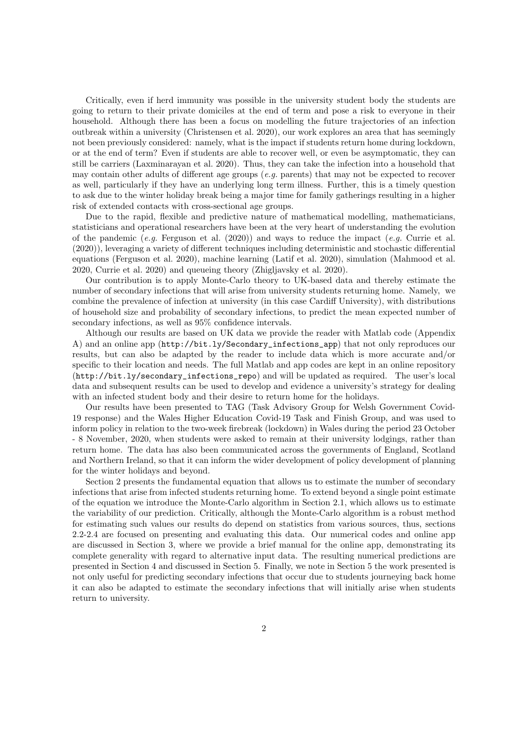Critically, even if herd immunity was possible in the university student body the students are going to return to their private domiciles at the end of term and pose a risk to everyone in their household. Although there has been a focus on modelling the future trajectories of an infection outbreak within a university (Christensen et al. 2020), our work explores an area that has seemingly not been previously considered: namely, what is the impact if students return home during lockdown, or at the end of term? Even if students are able to recover well, or even be asymptomatic, they can still be carriers (Laxminarayan et al. 2020). Thus, they can take the infection into a household that may contain other adults of different age groups (*e.g.* parents) that may not be expected to recover as well, particularly if they have an underlying long term illness. Further, this is a timely question to ask due to the winter holiday break being a major time for family gatherings resulting in a higher risk of extended contacts with cross-sectional age groups.

Due to the rapid, flexible and predictive nature of mathematical modelling, mathematicians, statisticians and operational researchers have been at the very heart of understanding the evolution of the pandemic (*e.g.* Ferguson et al. (2020)) and ways to reduce the impact (*e.g.* Currie et al. (2020)), leveraging a variety of different techniques including deterministic and stochastic differential equations (Ferguson et al. 2020), machine learning (Latif et al. 2020), simulation (Mahmood et al. 2020, Currie et al. 2020) and queueing theory (Zhigljavsky et al. 2020).

Our contribution is to apply Monte-Carlo theory to UK-based data and thereby estimate the number of secondary infections that will arise from university students returning home. Namely, we combine the prevalence of infection at university (in this case Cardiff University), with distributions of household size and probability of secondary infections, to predict the mean expected number of secondary infections, as well as 95% confidence intervals.

Although our results are based on UK data we provide the reader with Matlab code (Appendix A) and an online app (http://bit.ly/Secondary_infections_app) that not only reproduces our results, but can also be adapted by the reader to include data which is more accurate and/or specific to their location and needs. The full Matlab and app codes are kept in an online repository (http://bit.ly/secondary_infections_repo) and will be updated as required. The user's local data and subsequent results can be used to develop and evidence a university's strategy for dealing with an infected student body and their desire to return home for the holidays.

Our results have been presented to TAG (Task Advisory Group for Welsh Government Covid-19 response) and the Wales Higher Education Covid-19 Task and Finish Group, and was used to inform policy in relation to the two-week firebreak (lockdown) in Wales during the period 23 October - 8 November, 2020, when students were asked to remain at their university lodgings, rather than return home. The data has also been communicated across the governments of England, Scotland and Northern Ireland, so that it can inform the wider development of policy development of planning for the winter holidays and beyond.

Section 2 presents the fundamental equation that allows us to estimate the number of secondary infections that arise from infected students returning home. To extend beyond a single point estimate of the equation we introduce the Monte-Carlo algorithm in Section 2.1, which allows us to estimate the variability of our prediction. Critically, although the Monte-Carlo algorithm is a robust method for estimating such values our results do depend on statistics from various sources, thus, sections 2.2-2.4 are focused on presenting and evaluating this data. Our numerical codes and online app are discussed in Section 3, where we provide a brief manual for the online app, demonstrating its complete generality with regard to alternative input data. The resulting numerical predictions are presented in Section 4 and discussed in Section 5. Finally, we note in Section 5 the work presented is not only useful for predicting secondary infections that occur due to students journeying back home it can also be adapted to estimate the secondary infections that will initially arise when students return to university.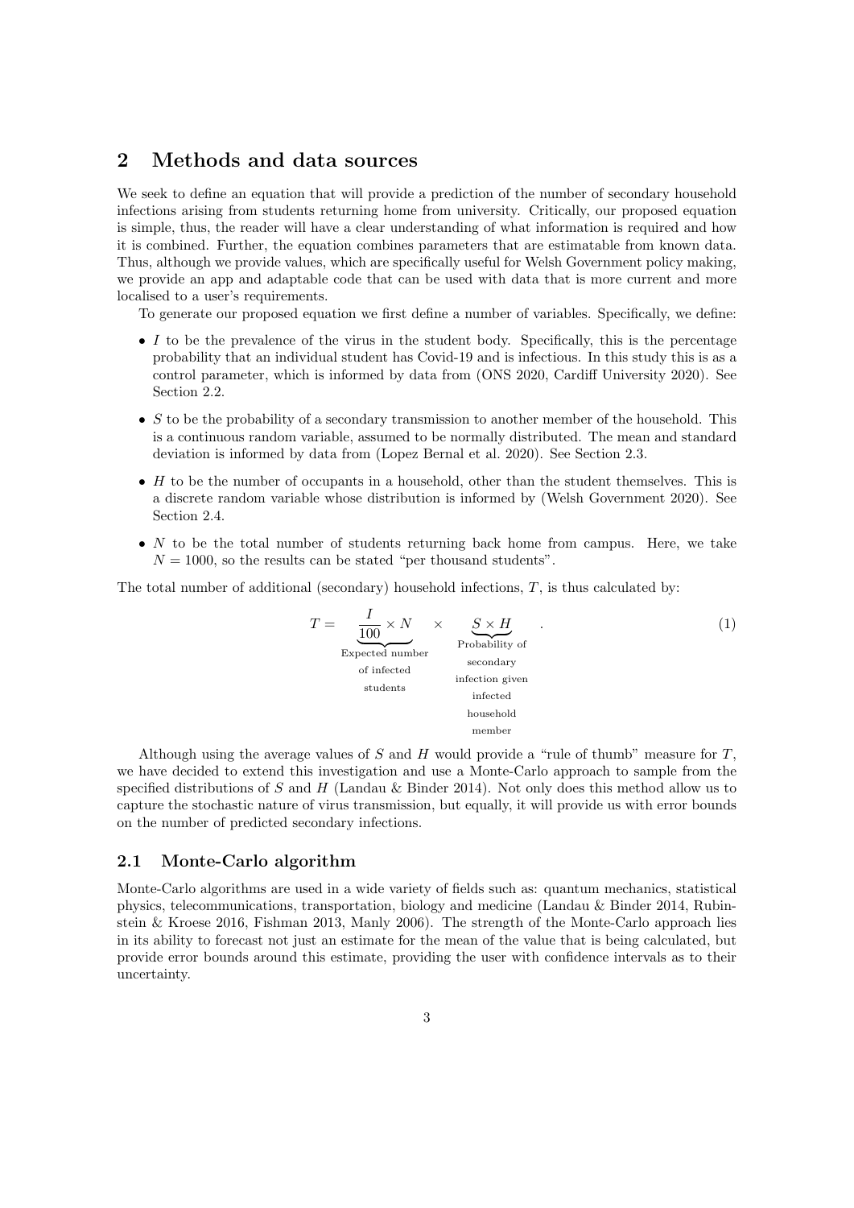## 2 Methods and data sources

We seek to define an equation that will provide a prediction of the number of secondary household infections arising from students returning home from university. Critically, our proposed equation is simple, thus, the reader will have a clear understanding of what information is required and how it is combined. Further, the equation combines parameters that are estimatable from known data. Thus, although we provide values, which are specifically useful for Welsh Government policy making, we provide an app and adaptable code that can be used with data that is more current and more localised to a user's requirements.

To generate our proposed equation we first define a number of variables. Specifically, we define:

- $I$ to be the prevalence of the virus in the student body. Specifically, this is the percentage probability that an individual student has Covid-19 and is infectious. In this study this is as a control parameter, which is informed by data from (ONS 2020, Cardiff University 2020). See Section 2.2.
- $S$ to be the probability of a secondary transmission to another member of the household. This is a continuous random variable, assumed to be normally distributed. The mean and standard deviation is informed by data from (Lopez Bernal et al. 2020). See Section 2.3.
- $H$ to be the number of occupants in a household, other than the student themselves. This is a discrete random variable whose distribution is informed by (Welsh Government 2020). See Section 2.4.
- $N$ to be the total number of students returning back home from campus. Here, we take $N = 1000$, so the results can be stated "per thousand students".

The total number of additional (secondary) household infections, $T$, is thus calculated by:

$$T = \underbrace{\frac{I}{100} \times N}_{\substack{\text{Expected number} \\ \text{of infected} \\ \text{students}}} \times \underbrace{S \times H}_{\substack{\text{Probability of} \\ \text{secondary} \\ \text{infection given} \\ \text{infected} \\ \text{household} \\ \text{member}}} . \tag{1}$$

Although using the average values of $S$ and $H$ would provide a "rule of thumb" measure for $T$, we have decided to extend this investigation and use a Monte-Carlo approach to sample from the specified distributions of $S$ and $H$ (Landau & Binder 2014). Not only does this method allow us to capture the stochastic nature of virus transmission, but equally, it will provide us with error bounds on the number of predicted secondary infections.

### 2.1 Monte-Carlo algorithm

Monte-Carlo algorithms are used in a wide variety of fields such as: quantum mechanics, statistical physics, telecommunications, transportation, biology and medicine (Landau & Binder 2014, Rubinstein & Kroese 2016, Fishman 2013, Manly 2006). The strength of the Monte-Carlo approach lies in its ability to forecast not just an estimate for the mean of the value that is being calculated, but provide error bounds around this estimate, providing the user with confidence intervals as to their uncertainty.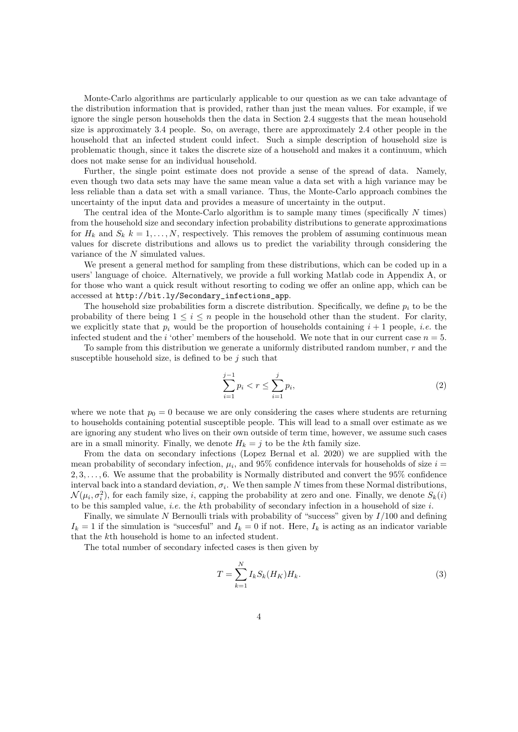Monte-Carlo algorithms are particularly applicable to our question as we can take advantage of the distribution information that is provided, rather than just the mean values. For example, if we ignore the single person households then the data in Section 2.4 suggests that the mean household size is approximately 3.4 people. So, on average, there are approximately 2.4 other people in the household that an infected student could infect. Such a simple description of household size is problematic though, since it takes the discrete size of a household and makes it a continuum, which does not make sense for an individual household.

Further, the single point estimate does not provide a sense of the spread of data. Namely, even though two data sets may have the same mean value a data set with a high variance may be less reliable than a data set with a small variance. Thus, the Monte-Carlo approach combines the uncertainty of the input data and provides a measure of uncertainty in the output.

The central idea of the Monte-Carlo algorithm is to sample many times (specifically $N$ times) from the household size and secondary infection probability distributions to generate approximations for $H_k$ and $S_k$ $k = 1, \ldots, N$, respectively. This removes the problem of assuming continuous mean values for discrete distributions and allows us to predict the variability through considering the variance of the $N$ simulated values.

We present a general method for sampling from these distributions, which can be coded up in a users' language of choice. Alternatively, we provide a full working Matlab code in Appendix A, or for those who want a quick result without resorting to coding we offer an online app, which can be accessed at `http://bit.ly/Secondary_infections_app`.

The household size probabilities form a discrete distribution. Specifically, we define $p_i$ to be the probability of there being $1 \leq i \leq n$ people in the household other than the student. For clarity, we explicitly state that $p_i$ would be the proportion of households containing $i + 1$ people, *i.e.* the infected student and the $i$ 'other' members of the household. We note that in our current case $n = 5$.

To sample from this distribution we generate a uniformly distributed random number, $r$ and the susceptible household size, is defined to be $j$ such that

$$\sum_{i=1}^{j-1} p_i < r \leq \sum_{i=1}^{j} p_i, \tag{2}$$

where we note that $p_0 = 0$ because we are only considering the cases where students are returning to households containing potential susceptible people. This will lead to a small over estimate as we are ignoring any student who lives on their own outside of term time, however, we assume such cases are in a small minority. Finally, we denote $H_k = j$ to be the $k$th family size.

From the data on secondary infections (Lopez Bernal et al. 2020) we are supplied with the mean probability of secondary infection, $\mu_i$, and 95% confidence intervals for households of size $i = 2, 3, \ldots, 6$. We assume that the probability is Normally distributed and convert the 95% confidence interval back into a standard deviation, $\sigma_i$. We then sample $N$ times from these Normal distributions, $\mathcal{N}(\mu_i, \sigma_i^2)$, for each family size, $i$, capping the probability at zero and one. Finally, we denote $S_k(i)$ to be this sampled value, *i.e.* the $k$th probability of secondary infection in a household of size $i$.

Finally, we simulate $N$ Bernoulli trials with probability of "success" given by $I/100$ and defining $I_k = 1$ if the simulation is "succesful" and $I_k = 0$ if not. Here, $I_k$ is acting as an indicator variable that the $k$th household is home to an infected student.

The total number of secondary infected cases is then given by

$$T = \sum_{k=1}^{N} I_k S_k(H_K) H_k. \tag{3}$$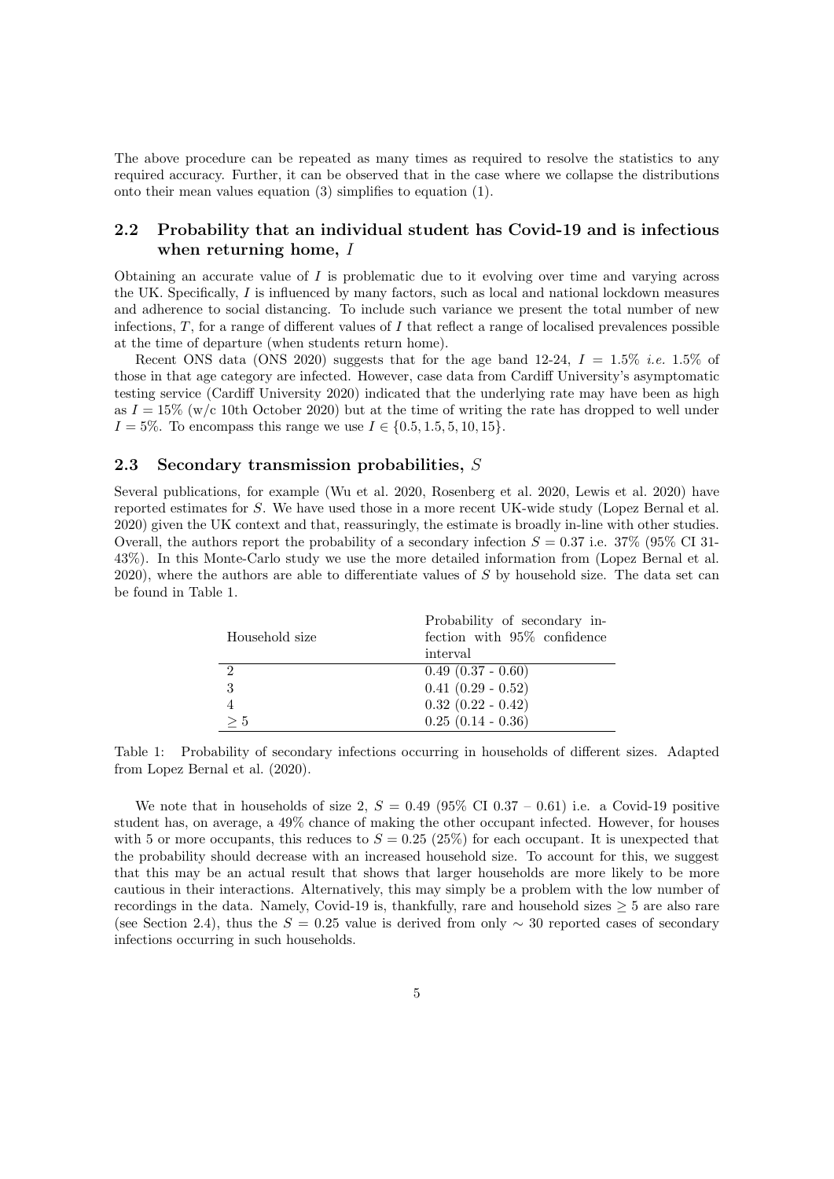The above procedure can be repeated as many times as required to resolve the statistics to any required accuracy. Further, it can be observed that in the case where we collapse the distributions onto their mean values equation (3) simplifies to equation (1).

## 2.2 Probability that an individual student has Covid-19 and is infectious when returning home, $I$

Obtaining an accurate value of $I$ is problematic due to it evolving over time and varying across the UK. Specifically, $I$ is influenced by many factors, such as local and national lockdown measures and adherence to social distancing. To include such variance we present the total number of new infections, $T$, for a range of different values of $I$ that reflect a range of localised prevalences possible at the time of departure (when students return home).

Recent ONS data (ONS 2020) suggests that for the age band 12-24, $I = 1.5\%$ *i.e.* 1.5% of those in that age category are infected. However, case data from Cardiff University's asymptomatic testing service (Cardiff University 2020) indicated that the underlying rate may have been as high as $I = 15\%$ (w/c 10th October 2020) but at the time of writing the rate has dropped to well under $I = 5\%$. To encompass this range we use $I \in \{0.5, 1.5, 5, 10, 15\}$.

## 2.3 Secondary transmission probabilities, $S$

Several publications, for example (Wu et al. 2020, Rosenberg et al. 2020, Lewis et al. 2020) have reported estimates for $S$. We have used those in a more recent UK-wide study (Lopez Bernal et al. 2020) given the UK context and that, reassuringly, the estimate is broadly in-line with other studies. Overall, the authors report the probability of a secondary infection $S = 0.37$ i.e. 37% (95% CI 31-43%). In this Monte-Carlo study we use the more detailed information from (Lopez Bernal et al. 2020), where the authors are able to differentiate values of $S$ by household size. The data set can be found in Table 1.

| Household size | Probability of secondary infection with 95% confidence interval |
|---|---|
| 2 | 0.49 (0.37 - 0.60) |
| 3 | 0.41 (0.29 - 0.52) |
| 4 | 0.32 (0.22 - 0.42) |
| $\geq 5$ | 0.25 (0.14 - 0.36) |

Table 1: Probability of secondary infections occurring in households of different sizes. Adapted from Lopez Bernal et al. (2020).

We note that in households of size 2, $S = 0.49$ (95% CI 0.37 – 0.61) i.e. a Covid-19 positive student has, on average, a 49% chance of making the other occupant infected. However, for houses with 5 or more occupants, this reduces to $S = 0.25$ (25%) for each occupant. It is unexpected that the probability should decrease with an increased household size. To account for this, we suggest that this may be an actual result that shows that larger households are more likely to be more cautious in their interactions. Alternatively, this may simply be a problem with the low number of recordings in the data. Namely, Covid-19 is, thankfully, rare and household sizes $\geq 5$ are also rare (see Section 2.4), thus the $S = 0.25$ value is derived from only $\sim 30$ reported cases of secondary infections occurring in such households.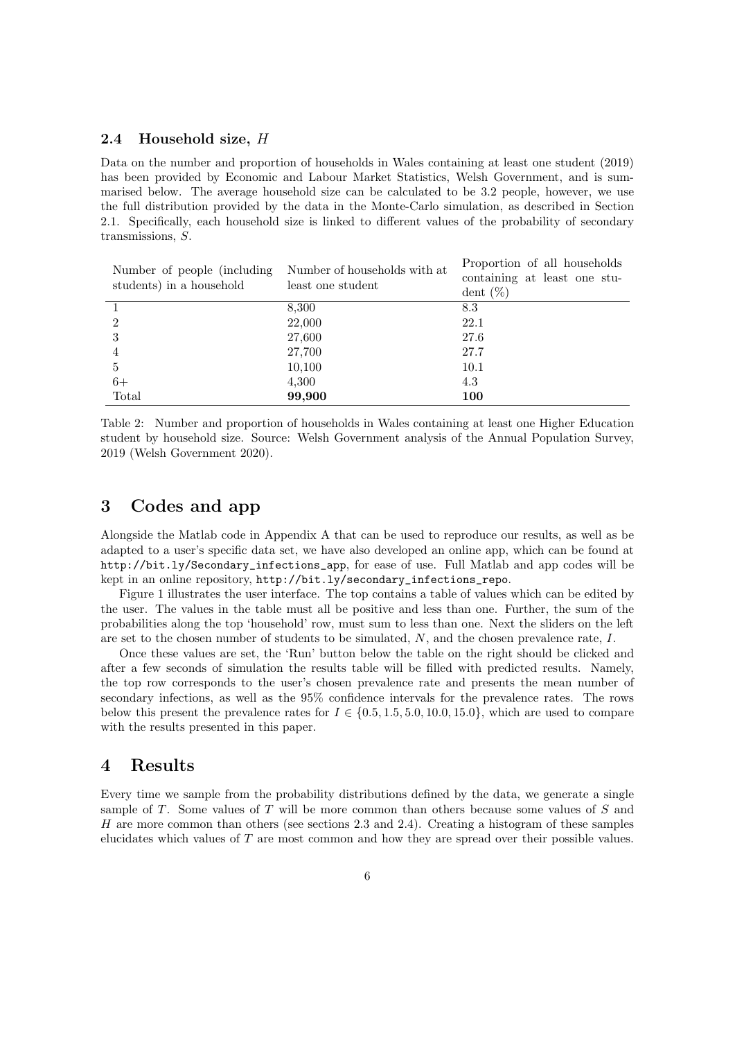### 2.4 Household size, $H$

Data on the number and proportion of households in Wales containing at least one student (2019) has been provided by Economic and Labour Market Statistics, Welsh Government, and is summarised below. The average household size can be calculated to be 3.2 people, however, we use the full distribution provided by the data in the Monte-Carlo simulation, as described in Section 2.1. Specifically, each household size is linked to different values of the probability of secondary transmissions, $S$.

| Number of people (including students) in a household | Number of households with at least one student | Proportion of all households containing at least one student (%) |
|---|---|---|
| 1 | 8,300 | 8.3 |
| 2 | 22,000 | 22.1 |
| 3 | 27,600 | 27.6 |
| 4 | 27,700 | 27.7 |
| 5 | 10,100 | 10.1 |
| 6+ | 4,300 | 4.3 |
| Total | **99,900** | **100** |

Table 2: Number and proportion of households in Wales containing at least one Higher Education student by household size. Source: Welsh Government analysis of the Annual Population Survey, 2019 (Welsh Government 2020).

## 3 Codes and app

Alongside the Matlab code in Appendix A that can be used to reproduce our results, as well as be adapted to a user's specific data set, we have also developed an online app, which can be found at `http://bit.ly/Secondary_infections_app`, for ease of use. Full Matlab and app codes will be kept in an online repository, `http://bit.ly/secondary_infections_repo`.

Figure 1 illustrates the user interface. The top contains a table of values which can be edited by the user. The values in the table must all be positive and less than one. Further, the sum of the probabilities along the top 'household' row, must sum to less than one. Next the sliders on the left are set to the chosen number of students to be simulated, $N$, and the chosen prevalence rate, $I$.

Once these values are set, the 'Run' button below the table on the right should be clicked and after a few seconds of simulation the results table will be filled with predicted results. Namely, the top row corresponds to the user's chosen prevalence rate and presents the mean number of secondary infections, as well as the 95% confidence intervals for the prevalence rates. The rows below this present the prevalence rates for $I \in \{0.5, 1.5, 5.0, 10.0, 15.0\}$, which are used to compare with the results presented in this paper.

## 4 Results

Every time we sample from the probability distributions defined by the data, we generate a single sample of $T$. Some values of $T$ will be more common than others because some values of $S$ and $H$ are more common than others (see sections 2.3 and 2.4). Creating a histogram of these samples elucidates which values of $T$ are most common and how they are spread over their possible values.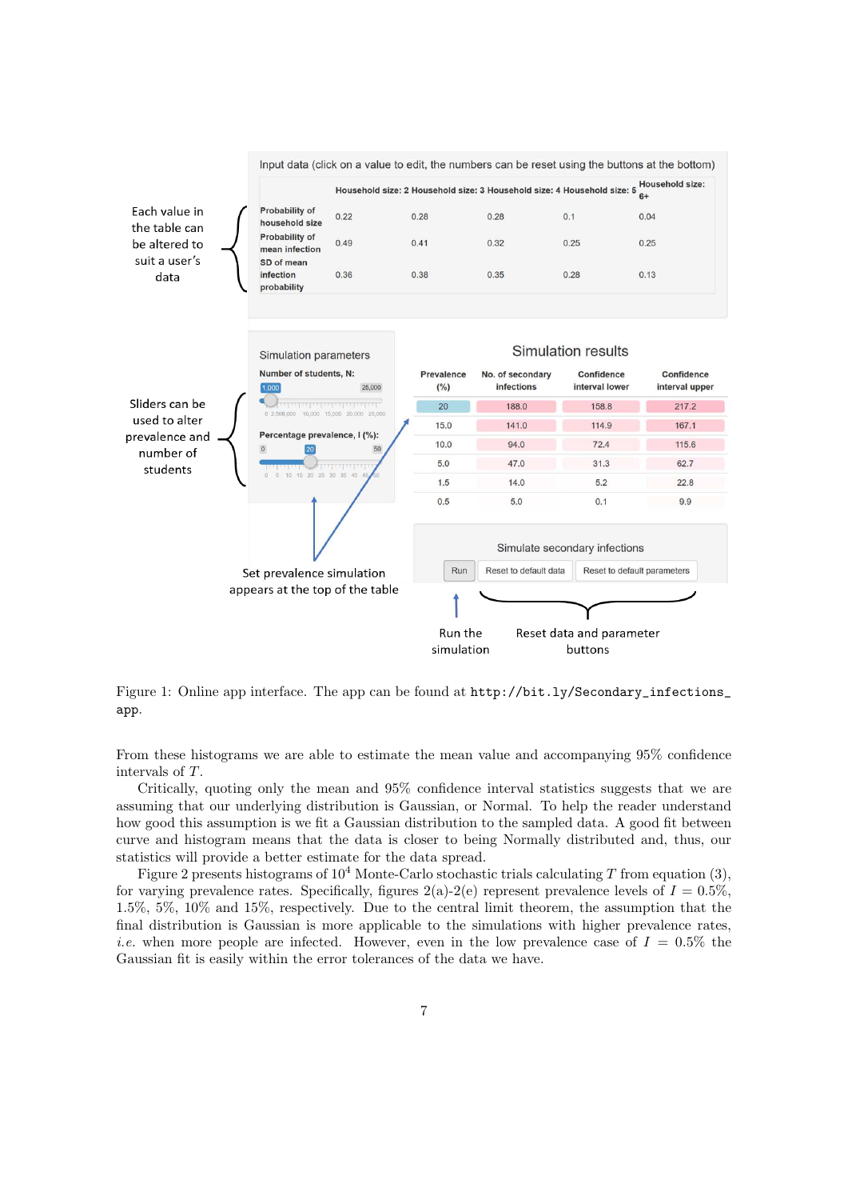Figure 1: Online app interface. The app can be found at `http://bit.ly/Secondary_infections_app`.

From these histograms we are able to estimate the mean value and accompanying 95% confidence intervals of $T$.

Critically, quoting only the mean and 95% confidence interval statistics suggests that we are assuming that our underlying distribution is Gaussian, or Normal. To help the reader understand how good this assumption is we fit a Gaussian distribution to the sampled data. A good fit between curve and histogram means that the data is closer to being Normally distributed and, thus, our statistics will provide a better estimate for the data spread.

Figure 2 presents histograms of $10^4$ Monte-Carlo stochastic trials calculating $T$ from equation (3), for varying prevalence rates. Specifically, figures 2(a)-2(e) represent prevalence levels of $I = 0.5\%$, $1.5\%$, $5\%$, $10\%$ and $15\%$, respectively. Due to the central limit theorem, the assumption that the final distribution is Gaussian is more applicable to the simulations with higher prevalence rates, *i.e.* when more people are infected. However, even in the low prevalence case of $I = 0.5\%$ the Gaussian fit is easily within the error tolerances of the data we have.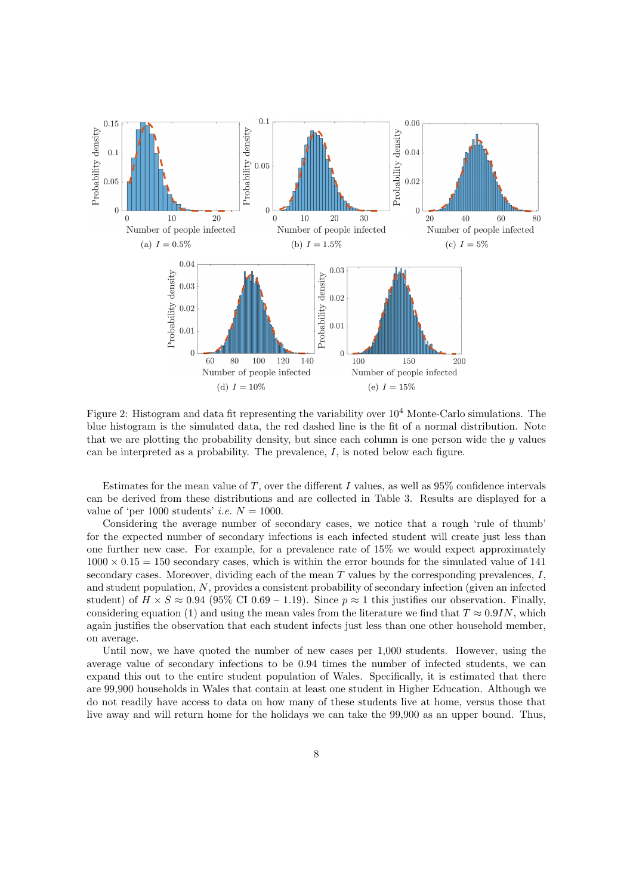Figure 2: Histogram and data fit representing the variability over $10^4$ Monte-Carlo simulations. The blue histogram is the simulated data, the red dashed line is the fit of a normal distribution. Note that we are plotting the probability density, but since each column is one person wide the $y$ values can be interpreted as a probability. The prevalence, $I$, is noted below each figure.

(a) $I = 0.5\%$ (b) $I = 1.5\%$ (c) $I = 5\%$ (d) $I = 10\%$ (e) $I = 15\%$

Estimates for the mean value of $T$, over the different $I$ values, as well as 95% confidence intervals can be derived from these distributions and are collected in Table 3. Results are displayed for a value of 'per 1000 students' *i.e.* $N = 1000$.

Considering the average number of secondary cases, we notice that a rough 'rule of thumb' for the expected number of secondary infections is each infected student will create just less than one further new case. For example, for a prevalence rate of 15% we would expect approximately $1000 \times 0.15 = 150$ secondary cases, which is within the error bounds for the simulated value of 141 secondary cases. Moreover, dividing each of the mean $T$ values by the corresponding prevalences, $I$, and student population, $N$, provides a consistent probability of secondary infection (given an infected student) of $H \times S \approx 0.94$ (95% CI 0.69 – 1.19). Since $p \approx 1$ this justifies our observation. Finally, considering equation (1) and using the mean vales from the literature we find that $T \approx 0.9IN$, which again justifies the observation that each student infects just less than one other household member, on average.

Until now, we have quoted the number of new cases per 1,000 students. However, using the average value of secondary infections to be 0.94 times the number of infected students, we can expand this out to the entire student population of Wales. Specifically, it is estimated that there are 99,900 households in Wales that contain at least one student in Higher Education. Although we do not readily have access to data on how many of these students live at home, versus those that live away and will return home for the holidays we can take the 99,900 as an upper bound. Thus,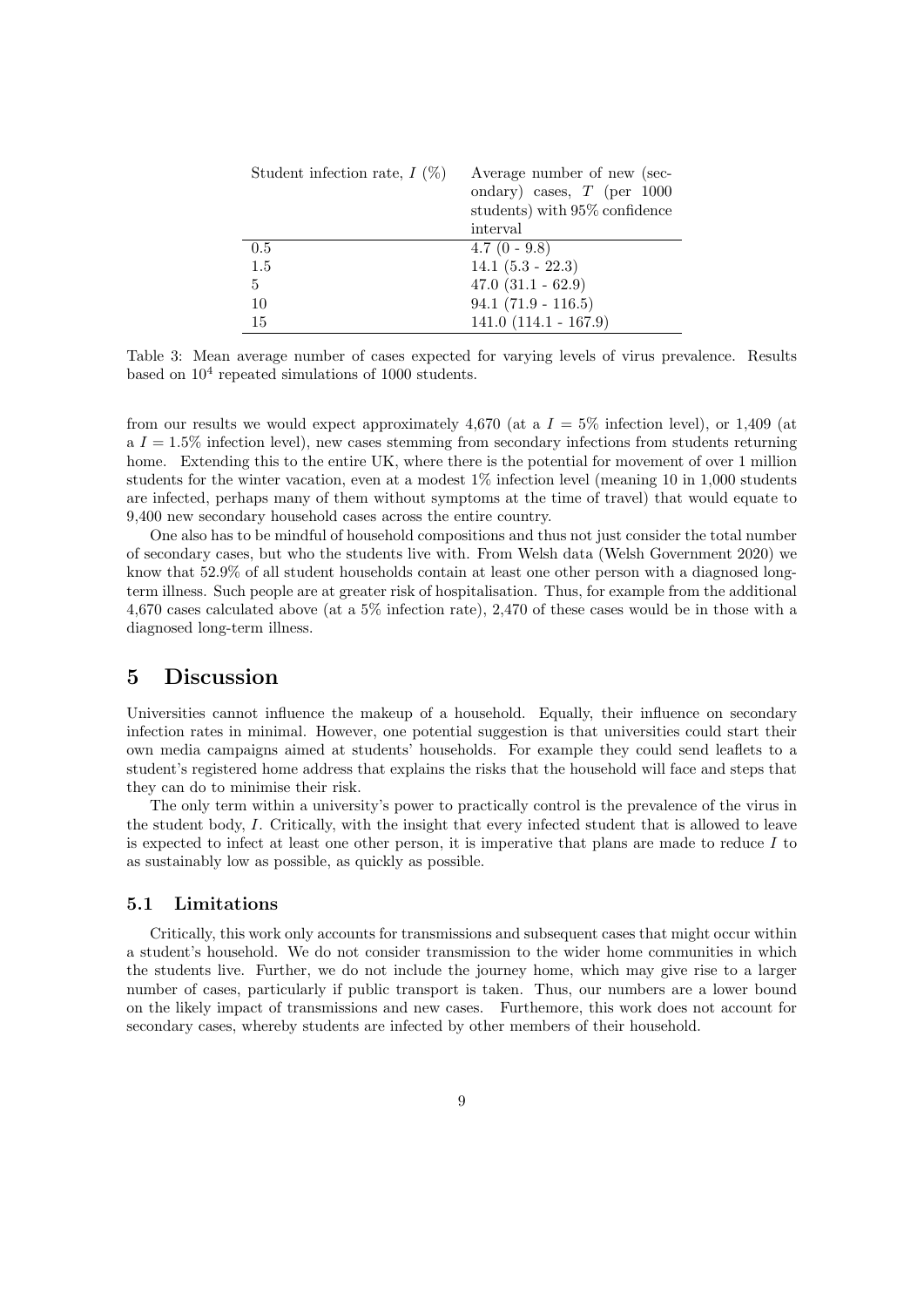| Student infection rate, $I$ (%) | Average number of new (secondary) cases, $T$ (per 1000 students) with 95% confidence interval |
|---|---|
| 0.5 | 4.7 (0 - 9.8) |
| 1.5 | 14.1 (5.3 - 22.3) |
| 5 | 47.0 (31.1 - 62.9) |
| 10 | 94.1 (71.9 - 116.5) |
| 15 | 141.0 (114.1 - 167.9) |

Table 3: Mean average number of cases expected for varying levels of virus prevalence. Results based on $10^4$ repeated simulations of 1000 students.

from our results we would expect approximately 4,670 (at a $I = 5\%$ infection level), or 1,409 (at a $I = 1.5\%$ infection level), new cases stemming from secondary infections from students returning home. Extending this to the entire UK, where there is the potential for movement of over 1 million students for the winter vacation, even at a modest 1% infection level (meaning 10 in 1,000 students are infected, perhaps many of them without symptoms at the time of travel) that would equate to 9,400 new secondary household cases across the entire country.

One also has to be mindful of household compositions and thus not just consider the total number of secondary cases, but who the students live with. From Welsh data (Welsh Government 2020) we know that 52.9% of all student households contain at least one other person with a diagnosed long-term illness. Such people are at greater risk of hospitalisation. Thus, for example from the additional 4,670 cases calculated above (at a 5% infection rate), 2,470 of these cases would be in those with a diagnosed long-term illness.

## 5 Discussion

Universities cannot influence the makeup of a household. Equally, their influence on secondary infection rates in minimal. However, one potential suggestion is that universities could start their own media campaigns aimed at students' households. For example they could send leaflets to a student's registered home address that explains the risks that the household will face and steps that they can do to minimise their risk.

The only term within a university's power to practically control is the prevalence of the virus in the student body, $I$. Critically, with the insight that every infected student that is allowed to leave is expected to infect at least one other person, it is imperative that plans are made to reduce $I$ to as sustainably low as possible, as quickly as possible.

### 5.1 Limitations

Critically, this work only accounts for transmissions and subsequent cases that might occur within a student's household. We do not consider transmission to the wider home communities in which the students live. Further, we do not include the journey home, which may give rise to a larger number of cases, particularly if public transport is taken. Thus, our numbers are a lower bound on the likely impact of transmissions and new cases. Furthermore, this work does not account for secondary cases, whereby students are infected by other members of their household.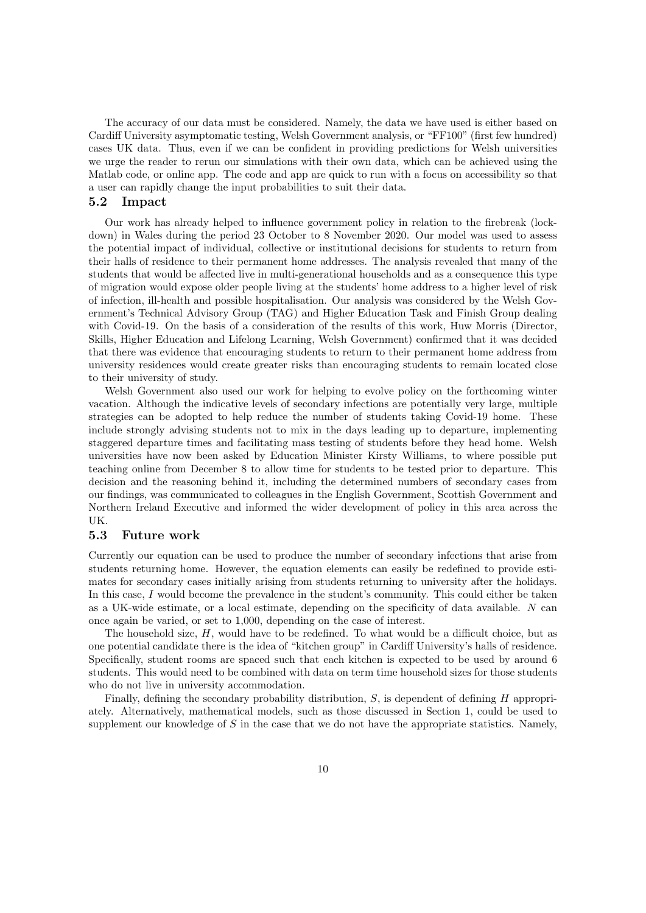The accuracy of our data must be considered. Namely, the data we have used is either based on Cardiff University asymptomatic testing, Welsh Government analysis, or "FF100" (first few hundred) cases UK data. Thus, even if we can be confident in providing predictions for Welsh universities we urge the reader to rerun our simulations with their own data, which can be achieved using the Matlab code, or online app. The code and app are quick to run with a focus on accessibility so that a user can rapidly change the input probabilities to suit their data.

### 5.2 Impact

Our work has already helped to influence government policy in relation to the firebreak (lockdown) in Wales during the period 23 October to 8 November 2020. Our model was used to assess the potential impact of individual, collective or institutional decisions for students to return from their halls of residence to their permanent home addresses. The analysis revealed that many of the students that would be affected live in multi-generational households and as a consequence this type of migration would expose older people living at the students' home address to a higher level of risk of infection, ill-health and possible hospitalisation. Our analysis was considered by the Welsh Government's Technical Advisory Group (TAG) and Higher Education Task and Finish Group dealing with Covid-19. On the basis of a consideration of the results of this work, Huw Morris (Director, Skills, Higher Education and Lifelong Learning, Welsh Government) confirmed that it was decided that there was evidence that encouraging students to return to their permanent home address from university residences would create greater risks than encouraging students to remain located close to their university of study.

Welsh Government also used our work for helping to evolve policy on the forthcoming winter vacation. Although the indicative levels of secondary infections are potentially very large, multiple strategies can be adopted to help reduce the number of students taking Covid-19 home. These include strongly advising students not to mix in the days leading up to departure, implementing staggered departure times and facilitating mass testing of students before they head home. Welsh universities have now been asked by Education Minister Kirsty Williams, to where possible put teaching online from December 8 to allow time for students to be tested prior to departure. This decision and the reasoning behind it, including the determined numbers of secondary cases from our findings, was communicated to colleagues in the English Government, Scottish Government and Northern Ireland Executive and informed the wider development of policy in this area across the UK.

### 5.3 Future work

Currently our equation can be used to produce the number of secondary infections that arise from students returning home. However, the equation elements can easily be redefined to provide estimates for secondary cases initially arising from students returning to university after the holidays. In this case, $I$ would become the prevalence in the student's community. This could either be taken as a UK-wide estimate, or a local estimate, depending on the specificity of data available. $N$ can once again be varied, or set to 1,000, depending on the case of interest.

The household size, $H$, would have to be redefined. To what would be a difficult choice, but as one potential candidate there is the idea of "kitchen group" in Cardiff University's halls of residence. Specifically, student rooms are spaced such that each kitchen is expected to be used by around 6 students. This would need to be combined with data on term time household sizes for those students who do not live in university accommodation.

Finally, defining the secondary probability distribution, $S$, is dependent of defining $H$ appropriately. Alternatively, mathematical models, such as those discussed in Section 1, could be used to supplement our knowledge of $S$ in the case that we do not have the appropriate statistics. Namely,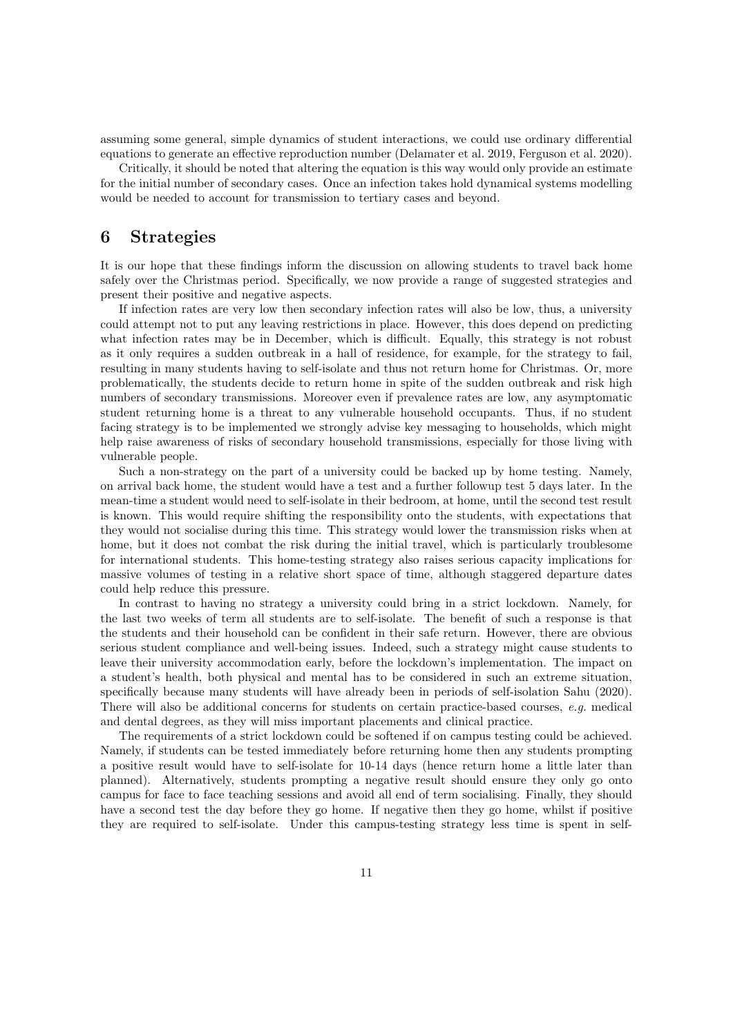assuming some general, simple dynamics of student interactions, we could use ordinary differential equations to generate an effective reproduction number (Delamater et al. 2019, Ferguson et al. 2020).

Critically, it should be noted that altering the equation is this way would only provide an estimate for the initial number of secondary cases. Once an infection takes hold dynamical systems modelling would be needed to account for transmission to tertiary cases and beyond.

## 6 Strategies

It is our hope that these findings inform the discussion on allowing students to travel back home safely over the Christmas period. Specifically, we now provide a range of suggested strategies and present their positive and negative aspects.

If infection rates are very low then secondary infection rates will also be low, thus, a university could attempt not to put any leaving restrictions in place. However, this does depend on predicting what infection rates may be in December, which is difficult. Equally, this strategy is not robust as it only requires a sudden outbreak in a hall of residence, for example, for the strategy to fail, resulting in many students having to self-isolate and thus not return home for Christmas. Or, more problematically, the students decide to return home in spite of the sudden outbreak and risk high numbers of secondary transmissions. Moreover even if prevalence rates are low, any asymptomatic student returning home is a threat to any vulnerable household occupants. Thus, if no student facing strategy is to be implemented we strongly advise key messaging to households, which might help raise awareness of risks of secondary household transmissions, especially for those living with vulnerable people.

Such a non-strategy on the part of a university could be backed up by home testing. Namely, on arrival back home, the student would have a test and a further followup test 5 days later. In the mean-time a student would need to self-isolate in their bedroom, at home, until the second test result is known. This would require shifting the responsibility onto the students, with expectations that they would not socialise during this time. This strategy would lower the transmission risks when at home, but it does not combat the risk during the initial travel, which is particularly troublesome for international students. This home-testing strategy also raises serious capacity implications for massive volumes of testing in a relative short space of time, although staggered departure dates could help reduce this pressure.

In contrast to having no strategy a university could bring in a strict lockdown. Namely, for the last two weeks of term all students are to self-isolate. The benefit of such a response is that the students and their household can be confident in their safe return. However, there are obvious serious student compliance and well-being issues. Indeed, such a strategy might cause students to leave their university accommodation early, before the lockdown's implementation. The impact on a student's health, both physical and mental has to be considered in such an extreme situation, specifically because many students will have already been in periods of self-isolation Sahu (2020). There will also be additional concerns for students on certain practice-based courses, *e.g.* medical and dental degrees, as they will miss important placements and clinical practice.

The requirements of a strict lockdown could be softened if on campus testing could be achieved. Namely, if students can be tested immediately before returning home then any students prompting a positive result would have to self-isolate for 10-14 days (hence return home a little later than planned). Alternatively, students prompting a negative result should ensure they only go onto campus for face to face teaching sessions and avoid all end of term socialising. Finally, they should have a second test the day before they go home. If negative then they go home, whilst if positive they are required to self-isolate. Under this campus-testing strategy less time is spent in self-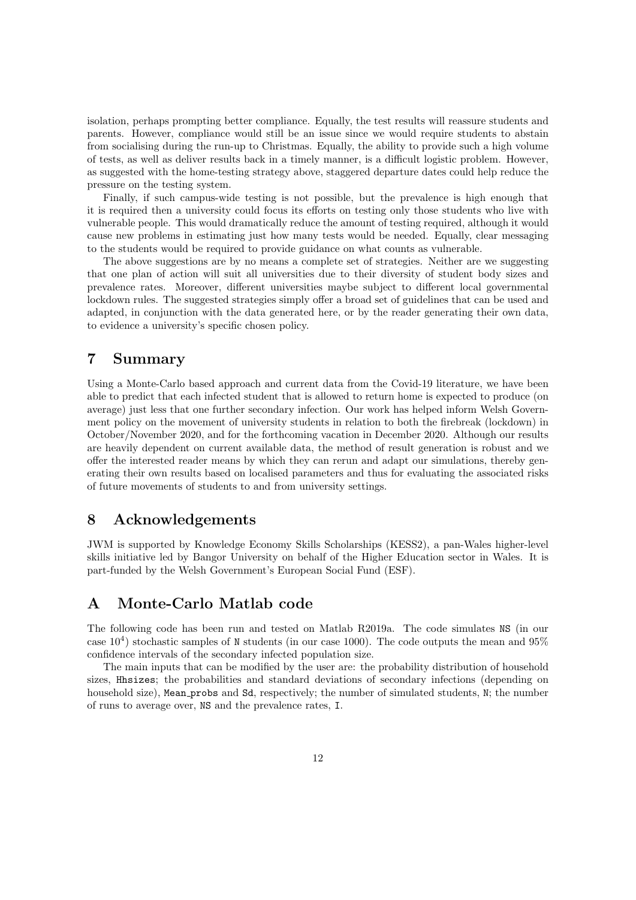isolation, perhaps prompting better compliance. Equally, the test results will reassure students and parents. However, compliance would still be an issue since we would require students to abstain from socialising during the run-up to Christmas. Equally, the ability to provide such a high volume of tests, as well as deliver results back in a timely manner, is a difficult logistic problem. However, as suggested with the home-testing strategy above, staggered departure dates could help reduce the pressure on the testing system.

Finally, if such campus-wide testing is not possible, but the prevalence is high enough that it is required then a university could focus its efforts on testing only those students who live with vulnerable people. This would dramatically reduce the amount of testing required, although it would cause new problems in estimating just how many tests would be needed. Equally, clear messaging to the students would be required to provide guidance on what counts as vulnerable.

The above suggestions are by no means a complete set of strategies. Neither are we suggesting that one plan of action will suit all universities due to their diversity of student body sizes and prevalence rates. Moreover, different universities maybe subject to different local governmental lockdown rules. The suggested strategies simply offer a broad set of guidelines that can be used and adapted, in conjunction with the data generated here, or by the reader generating their own data, to evidence a university's specific chosen policy.

# 7 Summary

Using a Monte-Carlo based approach and current data from the Covid-19 literature, we have been able to predict that each infected student that is allowed to return home is expected to produce (on average) just less that one further secondary infection. Our work has helped inform Welsh Government policy on the movement of university students in relation to both the firebreak (lockdown) in October/November 2020, and for the forthcoming vacation in December 2020. Although our results are heavily dependent on current available data, the method of result generation is robust and we offer the interested reader means by which they can rerun and adapt our simulations, thereby generating their own results based on localised parameters and thus for evaluating the associated risks of future movements of students to and from university settings.

# 8 Acknowledgements

JWM is supported by Knowledge Economy Skills Scholarships (KESS2), a pan-Wales higher-level skills initiative led by Bangor University on behalf of the Higher Education sector in Wales. It is part-funded by the Welsh Government's European Social Fund (ESF).

# A Monte-Carlo Matlab code

The following code has been run and tested on Matlab R2019a. The code simulates `NS` (in our case $10^4$) stochastic samples of `N` students (in our case 1000). The code outputs the mean and 95% confidence intervals of the secondary infected population size.

The main inputs that can be modified by the user are: the probability distribution of household sizes, `Hhsizes`; the probabilities and standard deviations of secondary infections (depending on household size), `Mean_probs` and `Sd`, respectively; the number of simulated students, `N`; the number of runs to average over, `NS` and the prevalence rates, `I`.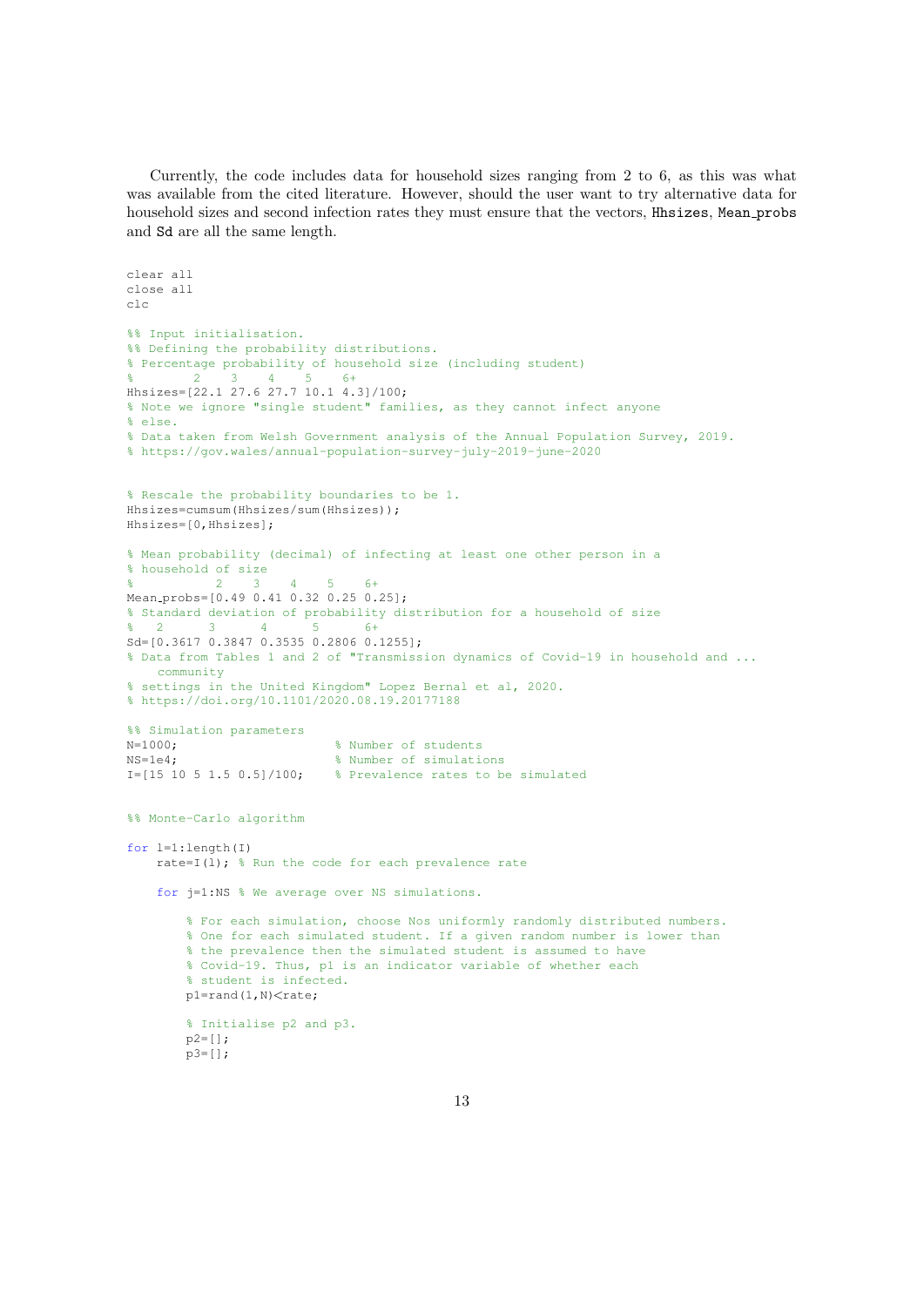Currently, the code includes data for household sizes ranging from 2 to 6, as this was what was available from the cited literature. However, should the user want to try alternative data for household sizes and second infection rates they must ensure that the vectors, `Hhsizes`, `Mean_probs` and `Sd` are all the same length.

```
clear all
close all
clc

%% Input initialisation.
%% Defining the probability distributions.
% Percentage probability of household size (including student)
%        2    3    4    5    6+
Hhsizes=[22.1 27.6 27.7 10.1 4.3]/100;
% Note we ignore "single student" families, as they cannot infect anyone
% else.
% Data taken from Welsh Government analysis of the Annual Population Survey, 2019.
% https://gov.wales/annual-population-survey-july-2019-june-2020


% Rescale the probability boundaries to be 1.
Hhsizes=cumsum(Hhsizes/sum(Hhsizes));
Hhsizes=[0,Hhsizes];

% Mean probability (decimal) of infecting at least one other person in a
% household of size
%           2    3    4    5    6+
Mean_probs=[0.49 0.41 0.32 0.25 0.25];
% Standard deviation of probability distribution for a household of size
%   2      3      4      5      6+
Sd=[0.3617 0.3847 0.3535 0.2806 0.1255];
% Data from Tables 1 and 2 of "Transmission dynamics of Covid-19 in household and ...
    community
% settings in the United Kingdom" Lopez Bernal et al, 2020.
% https://doi.org/10.1101/2020.08.19.20177188

%% Simulation parameters
N=1000;                    % Number of students
NS=1e4;                    % Number of simulations
I=[15 10 5 1.5 0.5]/100;   % Prevalence rates to be simulated


%% Monte-Carlo algorithm

for l=1:length(I)
    rate=I(l); % Run the code for each prevalence rate

    for j=1:NS % We average over NS simulations.

        % For each simulation, choose Nos uniformly randomly distributed numbers.
        % One for each simulated student. If a given random number is lower than
        % the prevalence then the simulated student is assumed to have
        % Covid-19. Thus, p1 is an indicator variable of whether each
        % student is infected.
        p1=rand(1,N)<rate;

        % Initialise p2 and p3.
        p2=[];
        p3=[];
```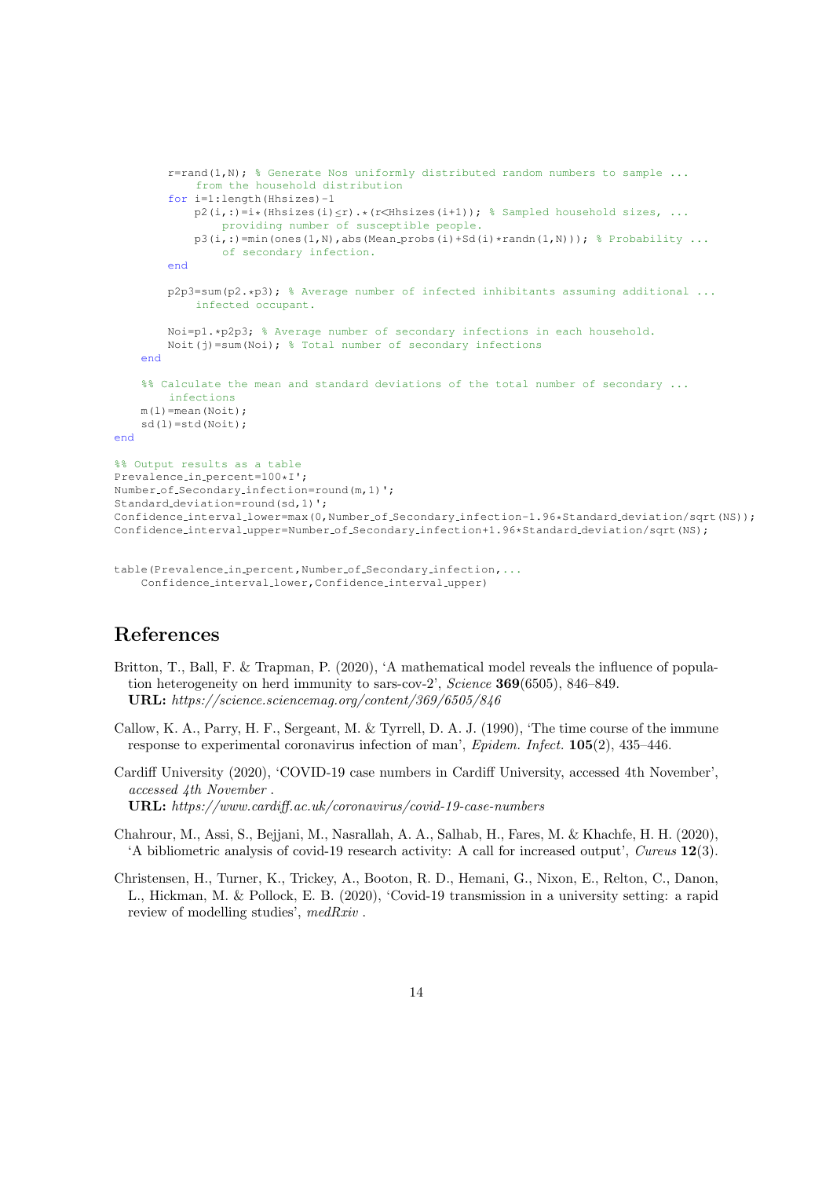```
        r=rand(1,N); % Generate Nos uniformly distributed random numbers to sample ...
            from the household distribution
        for i=1:length(Hhsizes)-1
            p2(i,:)=i*(Hhsizes(i)≤r).*(r<Hhsizes(i+1)); % Sampled household sizes, ...
                providing number of susceptible people.
            p3(i,:)=min(ones(1,N),abs(Mean_probs(i)+Sd(i)*randn(1,N))); % Probability ...
                of secondary infection.
        end

        p2p3=sum(p2.*p3); % Average number of infected inhibitants assuming additional ...
            infected occupant.

        Noi=p1.*p2p3; % Average number of secondary infections in each household.
        Noit(j)=sum(Noi); % Total number of secondary infections
    end

    %% Calculate the mean and standard deviations of the total number of secondary ...
        infections
    m(l)=mean(Noit);
    sd(l)=std(Noit);
end

%% Output results as a table
Prevalence_in_percent=100*I';
Number_of_Secondary_infection=round(m,1)';
Standard_deviation=round(sd,1)';
Confidence_interval_lower=max(0,Number_of_Secondary_infection-1.96*Standard_deviation/sqrt(NS));
Confidence_interval_upper=Number_of_Secondary_infection+1.96*Standard_deviation/sqrt(NS);


table(Prevalence_in_percent,Number_of_Secondary_infection,...
    Confidence_interval_lower,Confidence_interval_upper)
```

## References

Britton, T., Ball, F. & Trapman, P. (2020), 'A mathematical model reveals the influence of population heterogeneity on herd immunity to sars-cov-2', *Science* **369**(6505), 846–849.
**URL:** *https://science.sciencemag.org/content/369/6505/846*

Callow, K. A., Parry, H. F., Sergeant, M. & Tyrrell, D. A. J. (1990), 'The time course of the immune response to experimental coronavirus infection of man', *Epidem. Infect.* **105**(2), 435–446.

Cardiff University (2020), 'COVID-19 case numbers in Cardiff University, accessed 4th November', *accessed 4th November* .
**URL:** *https://www.cardiff.ac.uk/coronavirus/covid-19-case-numbers*

Chahrour, M., Assi, S., Bejjani, M., Nasrallah, A. A., Salhab, H., Fares, M. & Khachfe, H. H. (2020), 'A bibliometric analysis of covid-19 research activity: A call for increased output', *Cureus* **12**(3).

Christensen, H., Turner, K., Trickey, A., Booton, R. D., Hemani, G., Nixon, E., Relton, C., Danon, L., Hickman, M. & Pollock, E. B. (2020), 'Covid-19 transmission in a university setting: a rapid review of modelling studies', *medRxiv* .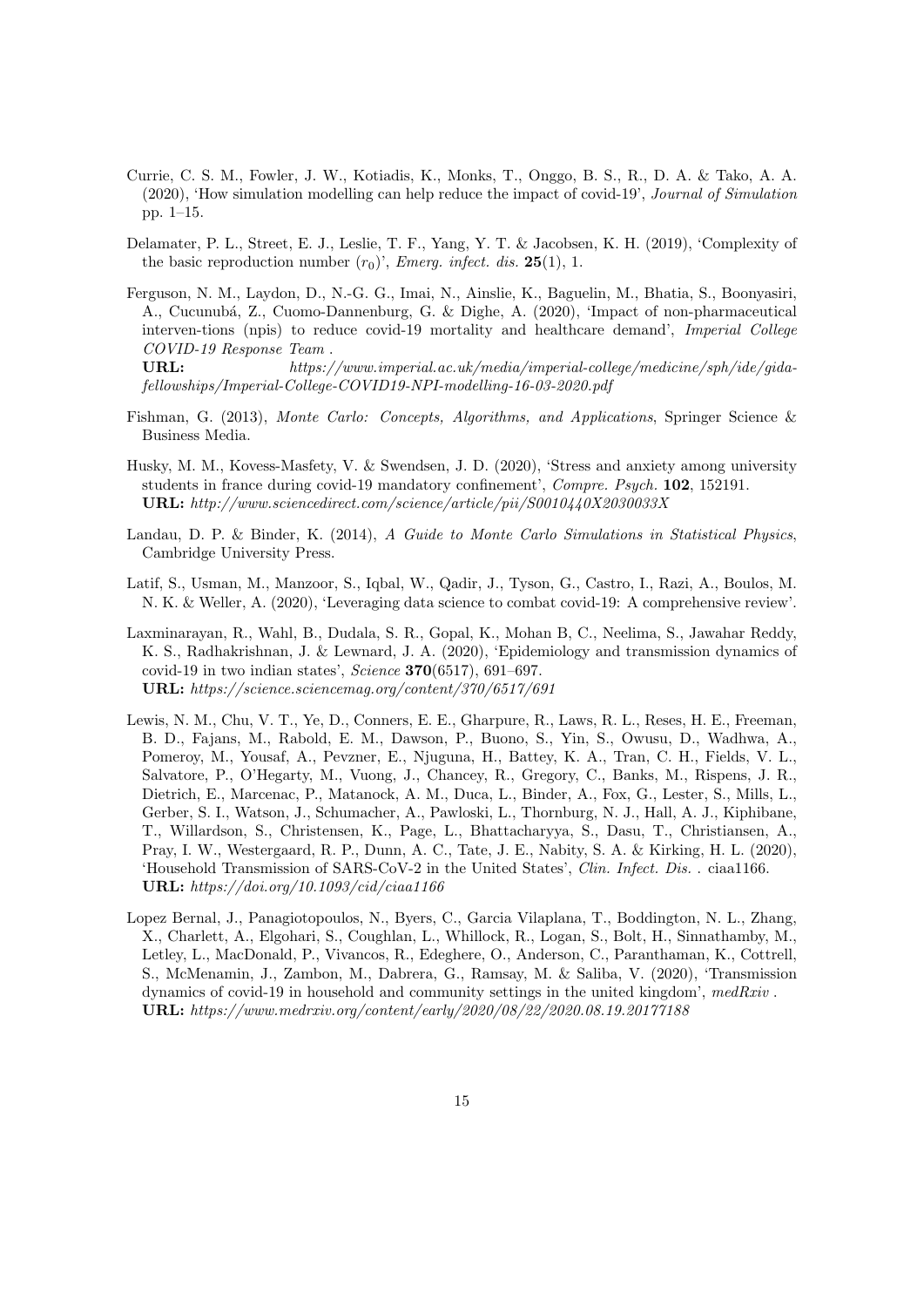Currie, C. S. M., Fowler, J. W., Kotiadis, K., Monks, T., Onggo, B. S., R., D. A. & Tako, A. A. (2020), 'How simulation modelling can help reduce the impact of covid-19', *Journal of Simulation* pp. 1–15.

Delamater, P. L., Street, E. J., Leslie, T. F., Yang, Y. T. & Jacobsen, K. H. (2019), 'Complexity of the basic reproduction number ($r_0$)', *Emerg. infect. dis.* **25**(1), 1.

Ferguson, N. M., Laydon, D., N.-G. G., Imai, N., Ainslie, K., Baguelin, M., Bhatia, S., Boonyasiri, A., Cucunubá, Z., Cuomo-Dannenburg, G. & Dighe, A. (2020), 'Impact of non-pharmaceutical interven-tions (npis) to reduce covid-19 mortality and healthcare demand', *Imperial College COVID-19 Response Team* .
**URL:** *https://www.imperial.ac.uk/media/imperial-college/medicine/sph/ide/gida-fellowships/Imperial-College-COVID19-NPI-modelling-16-03-2020.pdf*

Fishman, G. (2013), *Monte Carlo: Concepts, Algorithms, and Applications*, Springer Science & Business Media.

Husky, M. M., Kovess-Masfety, V. & Swendsen, J. D. (2020), 'Stress and anxiety among university students in france during covid-19 mandatory confinement', *Compre. Psych.* **102**, 152191.
**URL:** *http://www.sciencedirect.com/science/article/pii/S0010440X2030033X*

Landau, D. P. & Binder, K. (2014), *A Guide to Monte Carlo Simulations in Statistical Physics*, Cambridge University Press.

Latif, S., Usman, M., Manzoor, S., Iqbal, W., Qadir, J., Tyson, G., Castro, I., Razi, A., Boulos, M. N. K. & Weller, A. (2020), 'Leveraging data science to combat covid-19: A comprehensive review'.

Laxminarayan, R., Wahl, B., Dudala, S. R., Gopal, K., Mohan B, C., Neelima, S., Jawahar Reddy, K. S., Radhakrishnan, J. & Lewnard, J. A. (2020), 'Epidemiology and transmission dynamics of covid-19 in two indian states', *Science* **370**(6517), 691–697.
**URL:** *https://science.sciencemag.org/content/370/6517/691*

Lewis, N. M., Chu, V. T., Ye, D., Conners, E. E., Gharpure, R., Laws, R. L., Reses, H. E., Freeman, B. D., Fajans, M., Rabold, E. M., Dawson, P., Buono, S., Yin, S., Owusu, D., Wadhwa, A., Pomeroy, M., Yousaf, A., Pevzner, E., Njuguna, H., Battey, K. A., Tran, C. H., Fields, V. L., Salvatore, P., O'Hegarty, M., Vuong, J., Chancey, R., Gregory, C., Banks, M., Rispens, J. R., Dietrich, E., Marcenac, P., Matanock, A. M., Duca, L., Binder, A., Fox, G., Lester, S., Mills, L., Gerber, S. I., Watson, J., Schumacher, A., Pawloski, L., Thornburg, N. J., Hall, A. J., Kiphibane, T., Willardson, S., Christensen, K., Page, L., Bhattacharyya, S., Dasu, T., Christiansen, A., Pray, I. W., Westergaard, R. P., Dunn, A. C., Tate, J. E., Nabity, S. A. & Kirking, H. L. (2020), 'Household Transmission of SARS-CoV-2 in the United States', *Clin. Infect. Dis.* . ciaa1166.
**URL:** *https://doi.org/10.1093/cid/ciaa1166*

Lopez Bernal, J., Panagiotopoulos, N., Byers, C., Garcia Vilaplana, T., Boddington, N. L., Zhang, X., Charlett, A., Elgohari, S., Coughlan, L., Whillock, R., Logan, S., Bolt, H., Sinnathamby, M., Letley, L., MacDonald, P., Vivancos, R., Edeghere, O., Anderson, C., Paranthaman, K., Cottrell, S., McMenamin, J., Zambon, M., Dabrera, G., Ramsay, M. & Saliba, V. (2020), 'Transmission dynamics of covid-19 in household and community settings in the united kingdom', *medRxiv* .
**URL:** *https://www.medrxiv.org/content/early/2020/08/22/2020.08.19.20177188*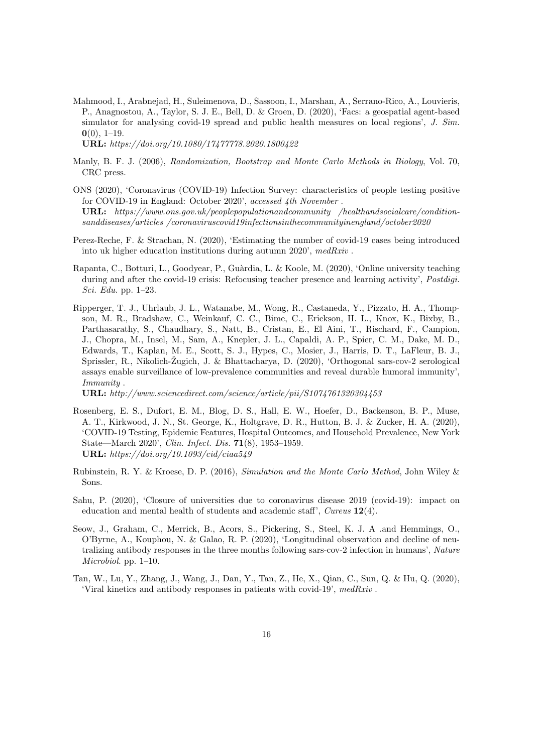Mahmood, I., Arabnejad, H., Suleimenova, D., Sassoon, I., Marshan, A., Serrano-Rico, A., Louvieris, P., Anagnostou, A., Taylor, S. J. E., Bell, D. & Groen, D. (2020), 'Facs: a geospatial agent-based simulator for analysing covid-19 spread and public health measures on local regions', *J. Sim.* **0**(0), 1–19.
**URL:** *https://doi.org/10.1080/17477778.2020.1800422*

Manly, B. F. J. (2006), *Randomization, Bootstrap and Monte Carlo Methods in Biology*, Vol. 70, CRC press.

ONS (2020), 'Coronavirus (COVID-19) Infection Survey: characteristics of people testing positive for COVID-19 in England: October 2020', *accessed 4th November* .
**URL:** *https://www.ons.gov.uk/peoplepopulationandcommunity /healthandsocialcare/conditionsanddiseases/articles /coronaviruscovid19infectionsinthecommunityinengland/october2020*

Perez-Reche, F. & Strachan, N. (2020), 'Estimating the number of covid-19 cases being introduced into uk higher education institutions during autumn 2020', *medRxiv* .

Rapanta, C., Botturi, L., Goodyear, P., Guàrdia, L. & Koole, M. (2020), 'Online university teaching during and after the covid-19 crisis: Refocusing teacher presence and learning activity', *Postdigi. Sci. Edu.* pp. 1–23.

Ripperger, T. J., Uhrlaub, J. L., Watanabe, M., Wong, R., Castaneda, Y., Pizzato, H. A., Thompson, M. R., Bradshaw, C., Weinkauf, C. C., Bime, C., Erickson, H. L., Knox, K., Bixby, B., Parthasarathy, S., Chaudhary, S., Natt, B., Cristan, E., El Aini, T., Rischard, F., Campion, J., Chopra, M., Insel, M., Sam, A., Knepler, J. L., Capaldi, A. P., Spier, C. M., Dake, M. D., Edwards, T., Kaplan, M. E., Scott, S. J., Hypes, C., Mosier, J., Harris, D. T., LaFleur, B. J., Sprissler, R., Nikolich-Žugich, J. & Bhattacharya, D. (2020), 'Orthogonal sars-cov-2 serological assays enable surveillance of low-prevalence communities and reveal durable humoral immunity', *Immunity* .
**URL:** *http://www.sciencedirect.com/science/article/pii/S1074761320304453*

Rosenberg, E. S., Dufort, E. M., Blog, D. S., Hall, E. W., Hoefer, D., Backenson, B. P., Muse, A. T., Kirkwood, J. N., St. George, K., Holtgrave, D. R., Hutton, B. J. & Zucker, H. A. (2020), 'COVID-19 Testing, Epidemic Features, Hospital Outcomes, and Household Prevalence, New York State—March 2020', *Clin. Infect. Dis.* **71**(8), 1953–1959.
**URL:** *https://doi.org/10.1093/cid/ciaa549*

Rubinstein, R. Y. & Kroese, D. P. (2016), *Simulation and the Monte Carlo Method*, John Wiley & Sons.

Sahu, P. (2020), 'Closure of universities due to coronavirus disease 2019 (covid-19): impact on education and mental health of students and academic staff', *Cureus* **12**(4).

Seow, J., Graham, C., Merrick, B., Acors, S., Pickering, S., Steel, K. J. A .and Hemmings, O., O'Byrne, A., Kouphou, N. & Galao, R. P. (2020), 'Longitudinal observation and decline of neutralizing antibody responses in the three months following sars-cov-2 infection in humans', *Nature Microbiol.* pp. 1–10.

Tan, W., Lu, Y., Zhang, J., Wang, J., Dan, Y., Tan, Z., He, X., Qian, C., Sun, Q. & Hu, Q. (2020), 'Viral kinetics and antibody responses in patients with covid-19', *medRxiv* .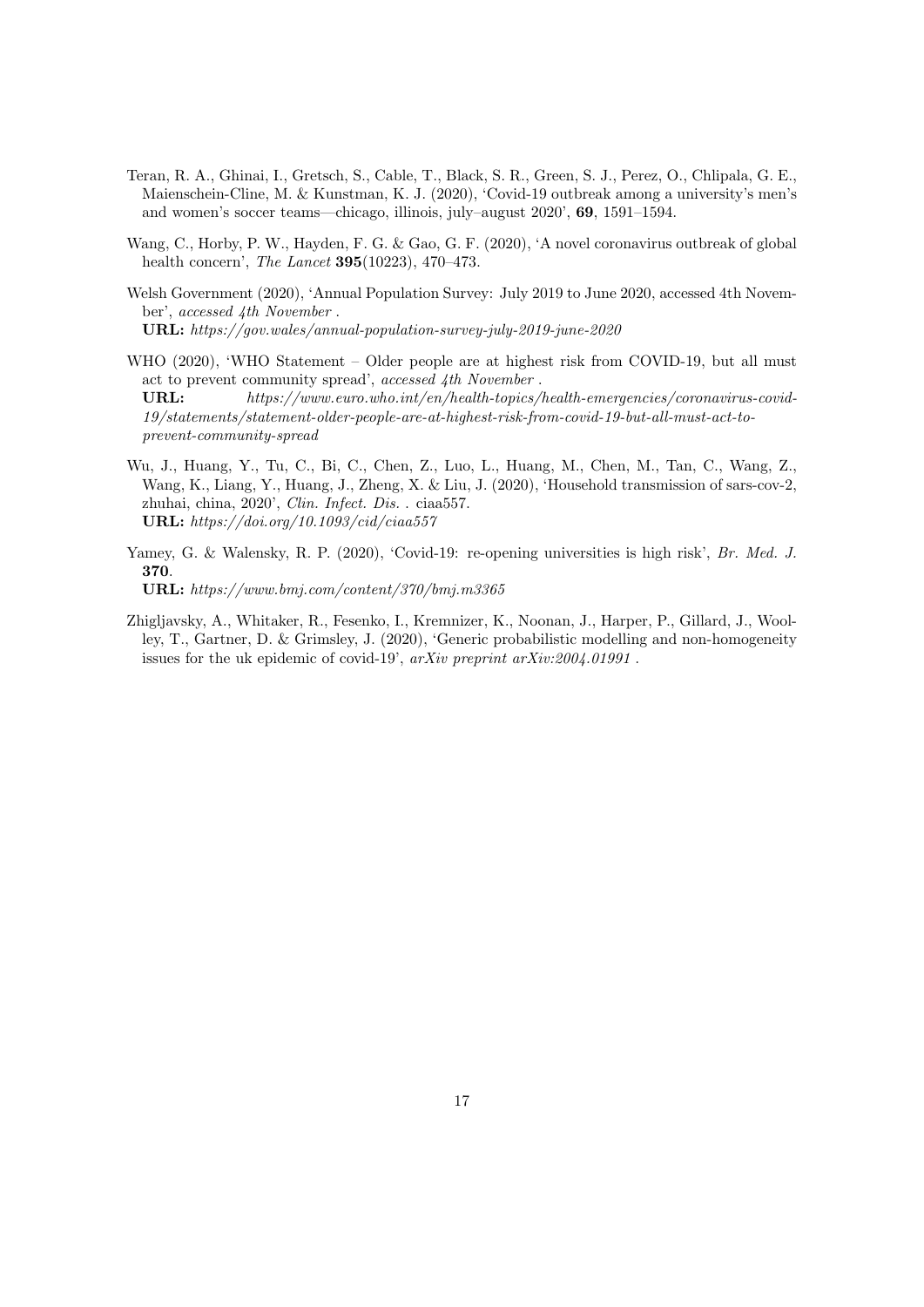Teran, R. A., Ghinai, I., Gretsch, S., Cable, T., Black, S. R., Green, S. J., Perez, O., Chlipala, G. E., Maienschein-Cline, M. & Kunstman, K. J. (2020), 'Covid-19 outbreak among a university's men's and women's soccer teams—chicago, illinois, july–august 2020', **69**, 1591–1594.

Wang, C., Horby, P. W., Hayden, F. G. & Gao, G. F. (2020), 'A novel coronavirus outbreak of global health concern', *The Lancet* **395**(10223), 470–473.

Welsh Government (2020), 'Annual Population Survey: July 2019 to June 2020, accessed 4th November', *accessed 4th November* .
**URL:** *https://gov.wales/annual-population-survey-july-2019-june-2020*

WHO (2020), 'WHO Statement – Older people are at highest risk from COVID-19, but all must act to prevent community spread', *accessed 4th November* .
**URL:** *https://www.euro.who.int/en/health-topics/health-emergencies/coronavirus-covid-19/statements/statement-older-people-are-at-highest-risk-from-covid-19-but-all-must-act-to-prevent-community-spread*

Wu, J., Huang, Y., Tu, C., Bi, C., Chen, Z., Luo, L., Huang, M., Chen, M., Tan, C., Wang, Z., Wang, K., Liang, Y., Huang, J., Zheng, X. & Liu, J. (2020), 'Household transmission of sars-cov-2, zhuhai, china, 2020', *Clin. Infect. Dis.* . ciaa557.
**URL:** *https://doi.org/10.1093/cid/ciaa557*

Yamey, G. & Walensky, R. P. (2020), 'Covid-19: re-opening universities is high risk', *Br. Med. J.* **370**.
**URL:** *https://www.bmj.com/content/370/bmj.m3365*

Zhigljavsky, A., Whitaker, R., Fesenko, I., Kremnizer, K., Noonan, J., Harper, P., Gillard, J., Woolley, T., Gartner, D. & Grimsley, J. (2020), 'Generic probabilistic modelling and non-homogeneity issues for the uk epidemic of covid-19', *arXiv preprint arXiv:2004.01991* .